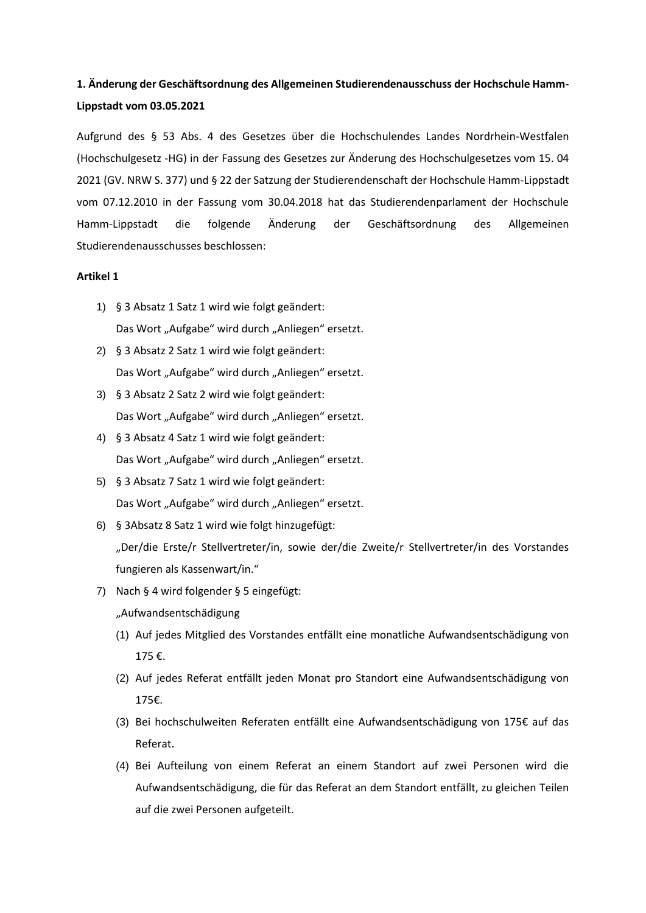**1. Änderung der Geschäftsordnung des Allgemeinen Studierendenausschuss der Hochschule Hamm-Lippstadt vom 03.05.2021**

Aufgrund des § 53 Abs. 4 des Gesetzes über die Hochschulendes Landes Nordrhein-Westfalen (Hochschulgesetz -HG) in der Fassung des Gesetzes zur Änderung des Hochschulgesetzes vom 15. 04 2021 (GV. NRW S. 377) und § 22 der Satzung der Studierendenschaft der Hochschule Hamm-Lippstadt vom 07.12.2010 in der Fassung vom 30.04.2018 hat das Studierendenparlament der Hochschule Hamm-Lippstadt die folgende Änderung der Geschäftsordnung des Allgemeinen Studierendenausschusses beschlossen:

**Artikel 1**

1) § 3 Absatz 1 Satz 1 wird wie folgt geändert:
   Das Wort „Aufgabe" wird durch „Anliegen" ersetzt.
2) § 3 Absatz 2 Satz 1 wird wie folgt geändert:
   Das Wort „Aufgabe" wird durch „Anliegen" ersetzt.
3) § 3 Absatz 2 Satz 2 wird wie folgt geändert:
   Das Wort „Aufgabe" wird durch „Anliegen" ersetzt.
4) § 3 Absatz 4 Satz 1 wird wie folgt geändert:
   Das Wort „Aufgabe" wird durch „Anliegen" ersetzt.
5) § 3 Absatz 7 Satz 1 wird wie folgt geändert:
   Das Wort „Aufgabe" wird durch „Anliegen" ersetzt.
6) § 3Absatz 8 Satz 1 wird wie folgt hinzugefügt:
   „Der/die Erste/r Stellvertreter/in, sowie der/die Zweite/r Stellvertreter/in des Vorstandes fungieren als Kassenwart/in."
7) Nach § 4 wird folgender § 5 eingefügt:
   „Aufwandsentschädigung
   (1) Auf jedes Mitglied des Vorstandes entfällt eine monatliche Aufwandsentschädigung von 175 €.
   (2) Auf jedes Referat entfällt jeden Monat pro Standort eine Aufwandsentschädigung von 175€.
   (3) Bei hochschulweiten Referaten entfällt eine Aufwandsentschädigung von 175€ auf das Referat.
   (4) Bei Aufteilung von einem Referat an einem Standort auf zwei Personen wird die Aufwandsentschädigung, die für das Referat an dem Standort entfällt, zu gleichen Teilen auf die zwei Personen aufgeteilt.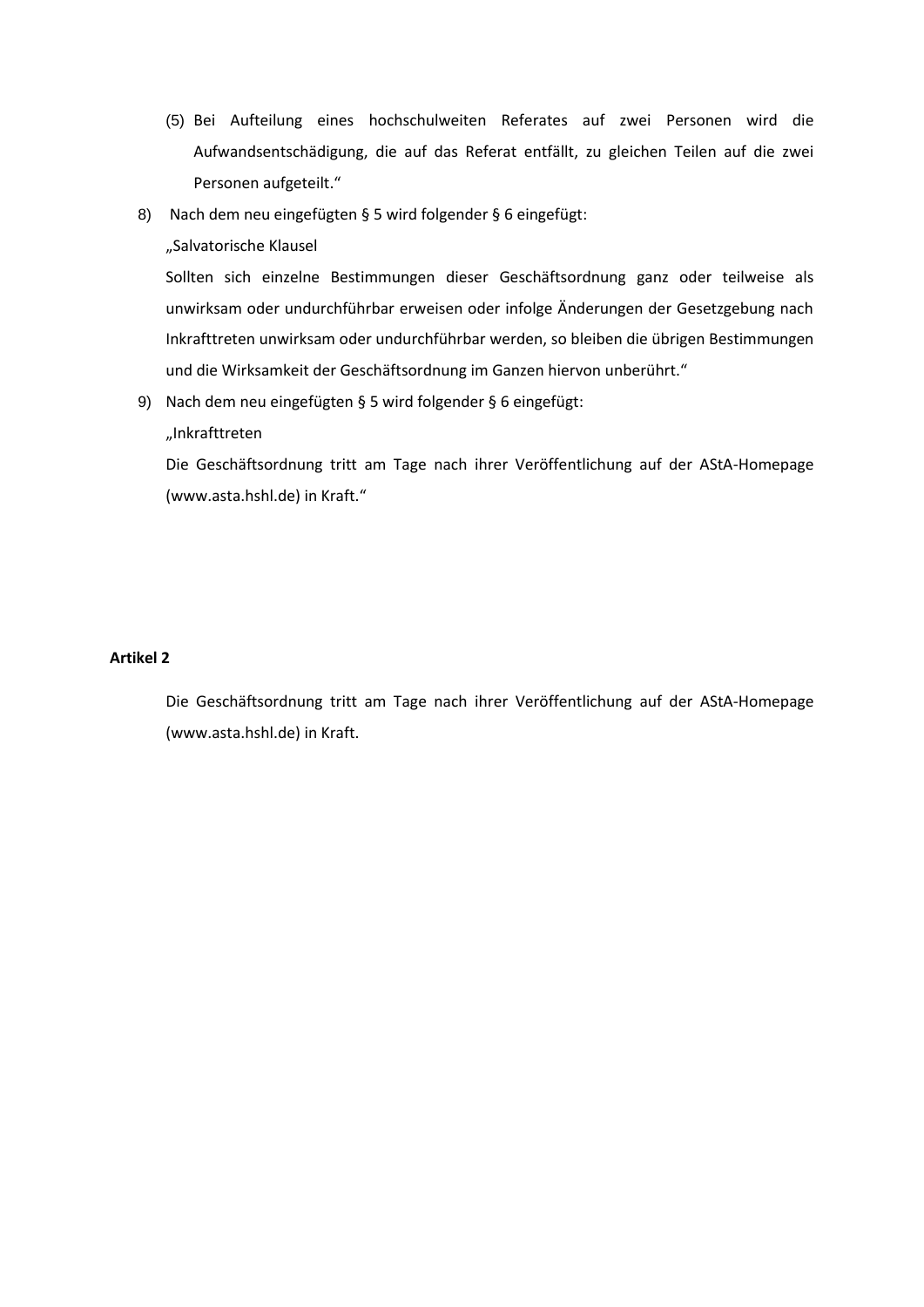(5) Bei Aufteilung eines hochschulweiten Referates auf zwei Personen wird die Aufwandsentschädigung, die auf das Referat entfällt, zu gleichen Teilen auf die zwei Personen aufgeteilt."

8) Nach dem neu eingefügten § 5 wird folgender § 6 eingefügt:

   „Salvatorische Klausel

   Sollten sich einzelne Bestimmungen dieser Geschäftsordnung ganz oder teilweise als unwirksam oder undurchführbar erweisen oder infolge Änderungen der Gesetzgebung nach Inkrafttreten unwirksam oder undurchführbar werden, so bleiben die übrigen Bestimmungen und die Wirksamkeit der Geschäftsordnung im Ganzen hiervon unberührt."

9) Nach dem neu eingefügten § 5 wird folgender § 6 eingefügt:

   „Inkrafttreten

   Die Geschäftsordnung tritt am Tage nach ihrer Veröffentlichung auf der AStA-Homepage (www.asta.hshl.de) in Kraft."

**Artikel 2**

Die Geschäftsordnung tritt am Tage nach ihrer Veröffentlichung auf der AStA-Homepage (www.asta.hshl.de) in Kraft.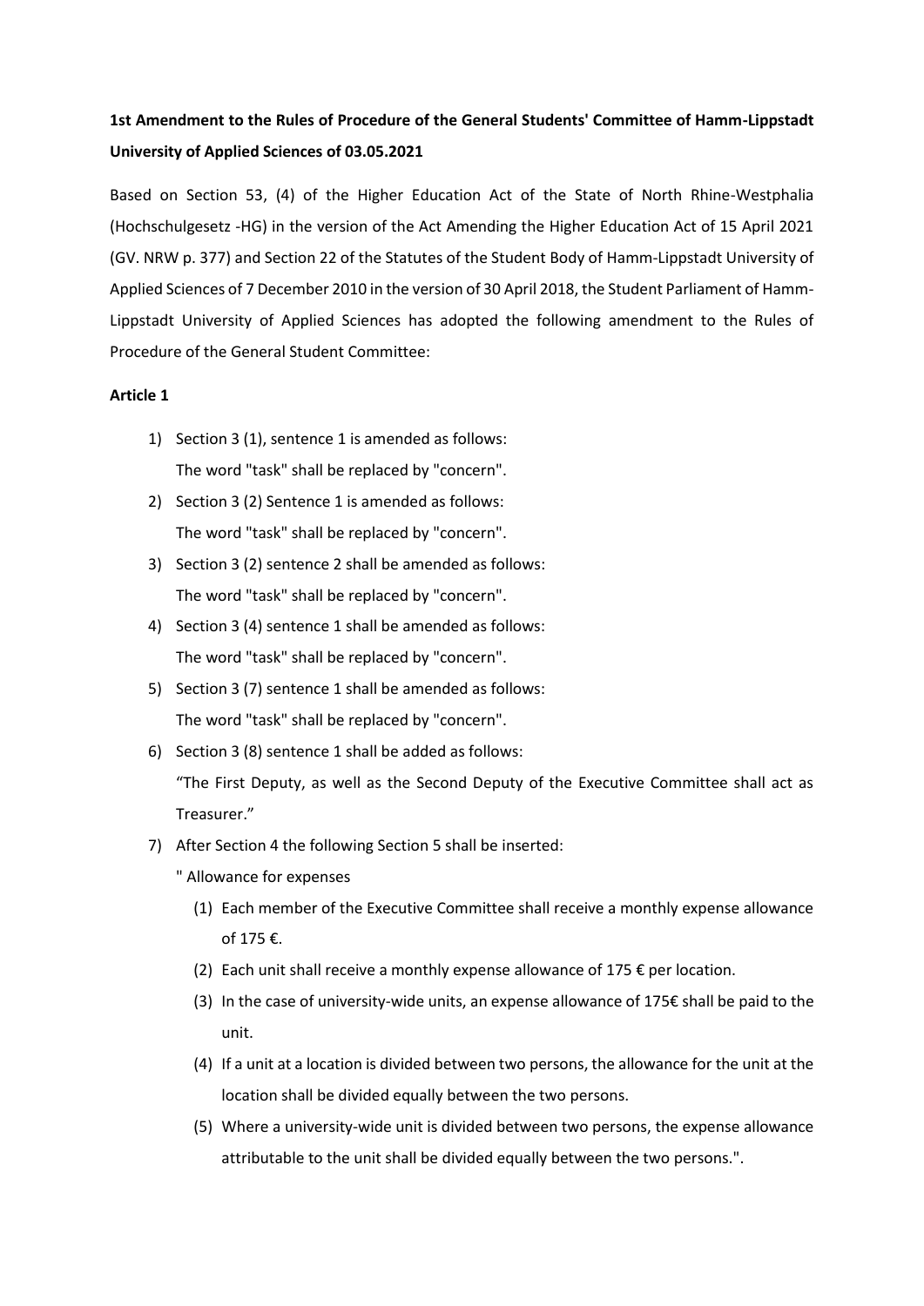**1st Amendment to the Rules of Procedure of the General Students' Committee of Hamm-Lippstadt University of Applied Sciences of 03.05.2021**

Based on Section 53, (4) of the Higher Education Act of the State of North Rhine-Westphalia (Hochschulgesetz -HG) in the version of the Act Amending the Higher Education Act of 15 April 2021 (GV. NRW p. 377) and Section 22 of the Statutes of the Student Body of Hamm-Lippstadt University of Applied Sciences of 7 December 2010 in the version of 30 April 2018, the Student Parliament of Hamm-Lippstadt University of Applied Sciences has adopted the following amendment to the Rules of Procedure of the General Student Committee:

**Article 1**

1) Section 3 (1), sentence 1 is amended as follows:
   The word "task" shall be replaced by "concern".
2) Section 3 (2) Sentence 1 is amended as follows:
   The word "task" shall be replaced by "concern".
3) Section 3 (2) sentence 2 shall be amended as follows:
   The word "task" shall be replaced by "concern".
4) Section 3 (4) sentence 1 shall be amended as follows:
   The word "task" shall be replaced by "concern".
5) Section 3 (7) sentence 1 shall be amended as follows:
   The word "task" shall be replaced by "concern".
6) Section 3 (8) sentence 1 shall be added as follows:
   "The First Deputy, as well as the Second Deputy of the Executive Committee shall act as Treasurer."
7) After Section 4 the following Section 5 shall be inserted:
   " Allowance for expenses
   (1) Each member of the Executive Committee shall receive a monthly expense allowance of 175 €.
   (2) Each unit shall receive a monthly expense allowance of 175 € per location.
   (3) In the case of university-wide units, an expense allowance of 175€ shall be paid to the unit.
   (4) If a unit at a location is divided between two persons, the allowance for the unit at the location shall be divided equally between the two persons.
   (5) Where a university-wide unit is divided between two persons, the expense allowance attributable to the unit shall be divided equally between the two persons.".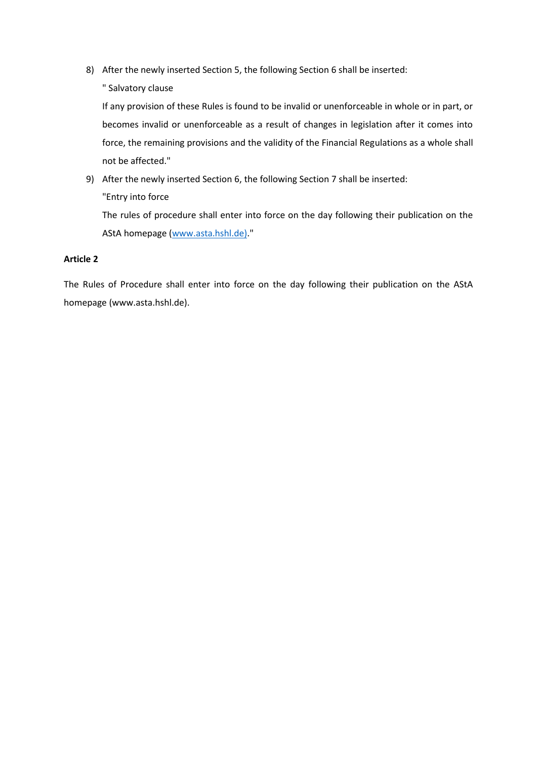8) After the newly inserted Section 5, the following Section 6 shall be inserted:

   " Salvatory clause

   If any provision of these Rules is found to be invalid or unenforceable in whole or in part, or becomes invalid or unenforceable as a result of changes in legislation after it comes into force, the remaining provisions and the validity of the Financial Regulations as a whole shall not be affected."

9) After the newly inserted Section 6, the following Section 7 shall be inserted:

   "Entry into force

   The rules of procedure shall enter into force on the day following their publication on the AStA homepage (www.asta.hshl.de)."

**Article 2**

The Rules of Procedure shall enter into force on the day following their publication on the AStA homepage (www.asta.hshl.de).